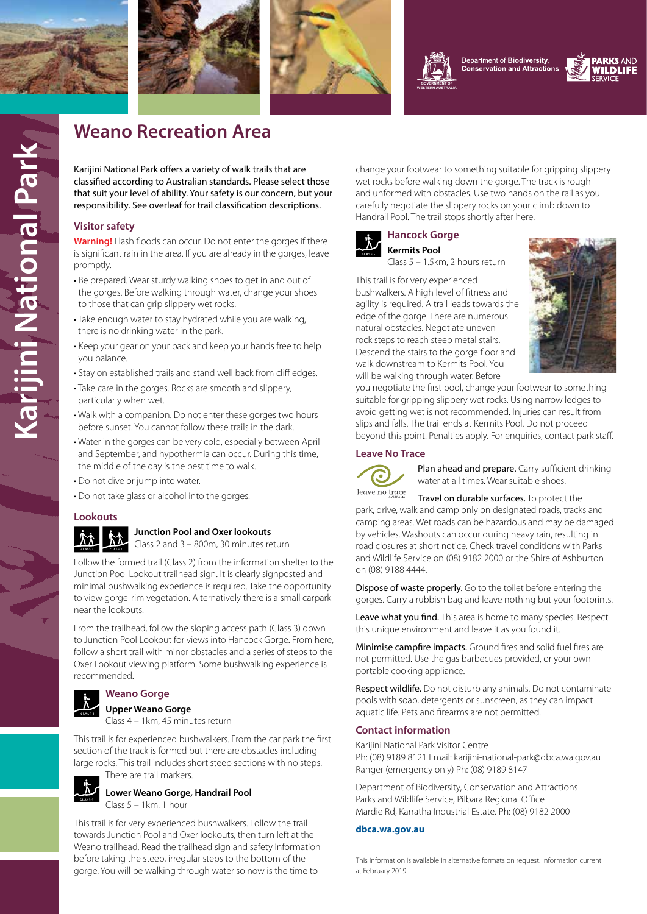Department of **Biodiversity, Conservation and Attractions**

**PARKS AND WILDLIFE SERVICE**

Karijini National Park

# Weano Recreation Area

Karijini National Park offers a variety of walk trails that are classified according to Australian standards. Please select those that suit your level of ability. Your safety is our concern, but your responsibility. See overleaf for trail classification descriptions.

## Visitor safety

**Warning!** Flash floods can occur. Do not enter the gorges if there is significant rain in the area. If you are already in the gorges, leave promptly.

- Be prepared. Wear sturdy walking shoes to get in and out of the gorges. Before walking through water, change your shoes to those that can grip slippery wet rocks.
- Take enough water to stay hydrated while you are walking, there is no drinking water in the park.
- Keep your gear on your back and keep your hands free to help you balance.
- Stay on established trails and stand well back from cliff edges.
- Take care in the gorges. Rocks are smooth and slippery, particularly when wet.
- Walk with a companion. Do not enter these gorges two hours before sunset. You cannot follow these trails in the dark.
- Water in the gorges can be very cold, especially between April and September, and hypothermia can occur. During this time, the middle of the day is the best time to walk.
- Do not dive or jump into water.
- Do not take glass or alcohol into the gorges.

## Lookouts

**Junction Pool and Oxer lookouts**
Class 2 and 3 – 800m, 30 minutes return

Follow the formed trail (Class 2) from the information shelter to the Junction Pool Lookout trailhead sign. It is clearly signposted and minimal bushwalking experience is required. Take the opportunity to view gorge-rim vegetation. Alternatively there is a small carpark near the lookouts.

From the trailhead, follow the sloping access path (Class 3) down to Junction Pool Lookout for views into Hancock Gorge. From here, follow a short trail with minor obstacles and a series of steps to the Oxer Lookout viewing platform. Some bushwalking experience is recommended.

## Weano Gorge

**Upper Weano Gorge**
Class 4 – 1km, 45 minutes return

This trail is for experienced bushwalkers. From the car park the first section of the track is formed but there are obstacles including large rocks. This trail includes short steep sections with no steps. There are trail markers.

**Lower Weano Gorge, Handrail Pool**
Class 5 – 1km, 1 hour

This trail is for very experienced bushwalkers. Follow the trail towards Junction Pool and Oxer lookouts, then turn left at the Weano trailhead. Read the trailhead sign and safety information before taking the steep, irregular steps to the bottom of the gorge. You will be walking through water so now is the time to change your footwear to something suitable for gripping slippery wet rocks before walking down the gorge. The track is rough and unformed with obstacles. Use two hands on the rail as you carefully negotiate the slippery rocks on your climb down to Handrail Pool. The trail stops shortly after here.

## Hancock Gorge

**Kermits Pool**
Class 5 – 1.5km, 2 hours return

This trail is for very experienced bushwalkers. A high level of fitness and agility is required. A trail leads towards the edge of the gorge. There are numerous natural obstacles. Negotiate uneven rock steps to reach steep metal stairs. Descend the stairs to the gorge floor and walk downstream to Kermits Pool. You will be walking through water. Before you negotiate the first pool, change your footwear to something suitable for gripping slippery wet rocks. Using narrow ledges to avoid getting wet is not recommended. Injuries can result from slips and falls. The trail ends at Kermits Pool. Do not proceed beyond this point. Penalties apply. For enquiries, contact park staff.

## Leave No Trace

**Plan ahead and prepare.** Carry sufficient drinking water at all times. Wear suitable shoes.

**Travel on durable surfaces.** To protect the park, drive, walk and camp only on designated roads, tracks and camping areas. Wet roads can be hazardous and may be damaged by vehicles. Washouts can occur during heavy rain, resulting in road closures at short notice. Check travel conditions with Parks and Wildlife Service on (08) 9182 2000 or the Shire of Ashburton on (08) 9188 4444.

**Dispose of waste properly.** Go to the toilet before entering the gorges. Carry a rubbish bag and leave nothing but your footprints.

**Leave what you find.** This area is home to many species. Respect this unique environment and leave it as you found it.

**Minimise campfire impacts.** Ground fires and solid fuel fires are not permitted. Use the gas barbecues provided, or your own portable cooking appliance.

**Respect wildlife.** Do not disturb any animals. Do not contaminate pools with soap, detergents or sunscreen, as they can impact aquatic life. Pets and firearms are not permitted.

## Contact information

Karijini National Park Visitor Centre
Ph: (08) 9189 8121 Email: karijini-national-park@dbca.wa.gov.au
Ranger (emergency only) Ph: (08) 9189 8147

Department of Biodiversity, Conservation and Attractions
Parks and Wildlife Service, Pilbara Regional Office
Mardie Rd, Karratha Industrial Estate. Ph: (08) 9182 2000

**dbca.wa.gov.au**

This information is available in alternative formats on request. Information current at February 2019.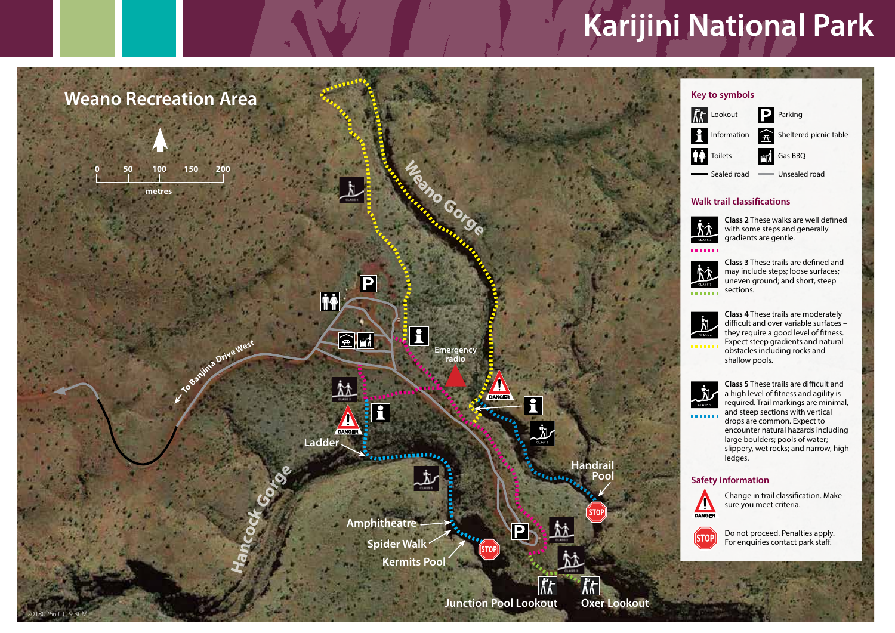# Karijini National Park

## Weano Recreation Area

0 50 100 150 200

metres

To Banjima Drive West

Weano Gorge

Hancock Gorge

Emergency radio

Ladder

Amphitheatre

Spider Walk

Kermits Pool

Handrail Pool

Junction Pool Lookout

Oxer Lookout

### Key to symbols

- Lookout
- Parking
- Information
- Sheltered picnic table
- Toilets
- Gas BBQ
- Sealed road
- Unsealed road

### Walk trail classifications

**Class 2** These walks are well defined with some steps and generally gradients are gentle.

**Class 3** These trails are defined and may include steps; loose surfaces; uneven ground; and short, steep sections.

**Class 4** These trails are moderately difficult and over variable surfaces – they require a good level of fitness. Expect steep gradients and natural obstacles including rocks and shallow pools.

**Class 5** These trails are difficult and a high level of fitness and agility is required. Trail markings are minimal, and steep sections with vertical drops are common. Expect to encounter natural hazards including large boulders; pools of water; slippery, wet rocks; and narrow, high ledges.

### Safety information

DANGER — Change in trail classification. Make sure you meet criteria.

STOP — Do not proceed. Penalties apply. For enquiries contact park staff.

20180266 0119 30M